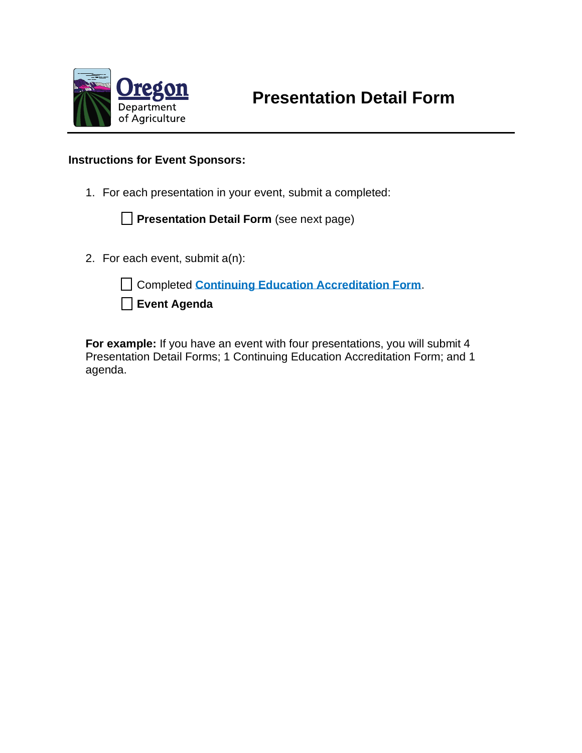Oregon Department of Agriculture

# Presentation Detail Form

**Instructions for Event Sponsors:**

1. For each presentation in your event, submit a completed:

   - [ ] **Presentation Detail Form** (see next page)

2. For each event, submit a(n):

   - [ ] Completed **Continuing Education Accreditation Form**.
   - [ ] **Event Agenda**

**For example:** If you have an event with four presentations, you will submit 4 Presentation Detail Forms; 1 Continuing Education Accreditation Form; and 1 agenda.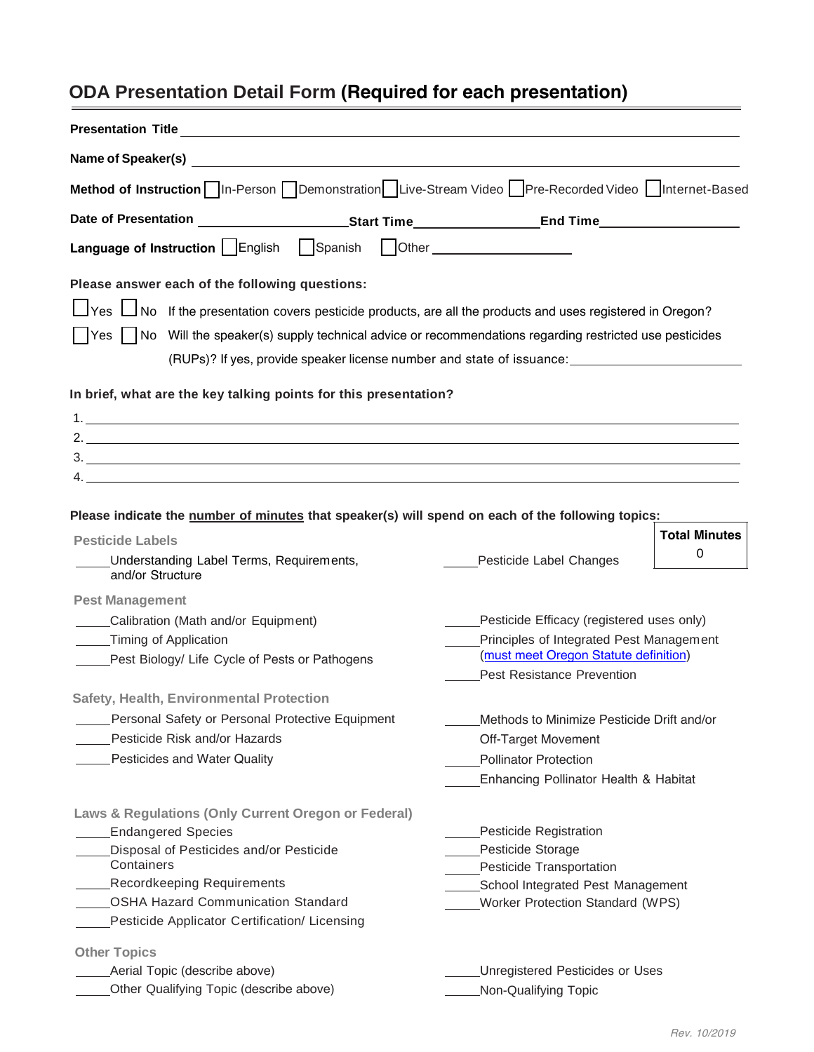# ODA Presentation Detail Form **(Required for each presentation)**

**Presentation Title** ______________________________

**Name of Speaker(s)** ______________________________

**Method of Instruction** ☐ In-Person ☐ Demonstration ☐ Live-Stream Video ☐ Pre-Recorded Video ☐ Internet-Based

**Date of Presentation** ______________ **Start Time** ______________ **End Time** ______________

**Language of Instruction** ☐ English ☐ Spanish ☐ Other ______________

**Please answer each of the following questions:**

☐ Yes ☐ No If the presentation covers pesticide products, are all the products and uses registered in Oregon?

☐ Yes ☐ No Will the speaker(s) supply technical advice or recommendations regarding restricted use pesticides (RUPs)? If yes, provide speaker license number and state of issuance: ______________

**In brief, what are the key talking points for this presentation?**

1. ______________________________
2. ______________________________
3. ______________________________
4. ______________________________

**Please indicate the number of minutes that speaker(s) will spend on each of the following topics:**

| Total Minutes |
|---|
| 0 |

**Pesticide Labels**

- _____ Understanding Label Terms, Requirements, and/or Structure
- _____ Pesticide Label Changes

**Pest Management**

- _____ Calibration (Math and/or Equipment)
- _____ Timing of Application
- _____ Pest Biology/ Life Cycle of Pests or Pathogens
- _____ Pesticide Efficacy (registered uses only)
- _____ Principles of Integrated Pest Management (must meet Oregon Statute definition)
- _____ Pest Resistance Prevention

**Safety, Health, Environmental Protection**

- _____ Personal Safety or Personal Protective Equipment
- _____ Pesticide Risk and/or Hazards
- _____ Pesticides and Water Quality
- _____ Methods to Minimize Pesticide Drift and/or Off-Target Movement
- _____ Pollinator Protection
- _____ Enhancing Pollinator Health & Habitat

**Laws & Regulations (Only Current Oregon or Federal)**

- _____ Endangered Species
- _____ Disposal of Pesticides and/or Pesticide Containers
- _____ Recordkeeping Requirements
- _____ OSHA Hazard Communication Standard
- _____ Pesticide Applicator Certification/ Licensing
- _____ Pesticide Registration
- _____ Pesticide Storage
- _____ Pesticide Transportation
- _____ School Integrated Pest Management
- _____ Worker Protection Standard (WPS)

**Other Topics**

- _____ Aerial Topic (describe above)
- _____ Other Qualifying Topic (describe above)
- _____ Unregistered Pesticides or Uses
- _____ Non-Qualifying Topic

*Rev. 10/2019*